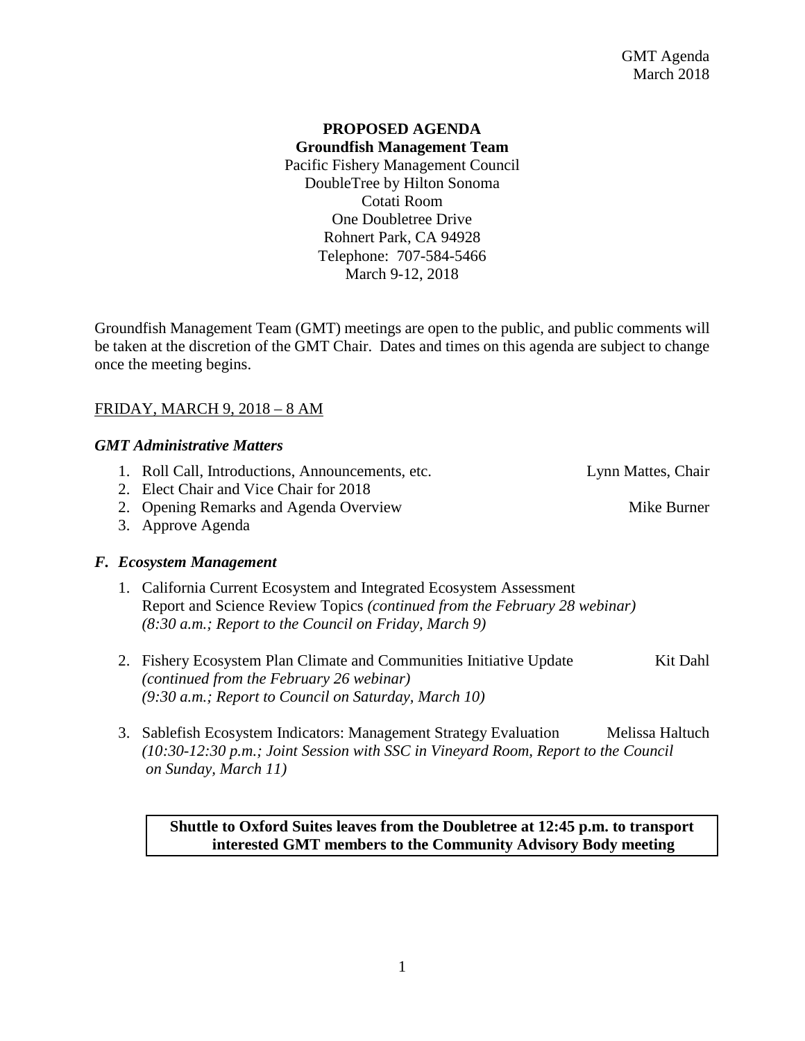GMT Agenda
March 2018

**PROPOSED AGENDA**
**Groundfish Management Team**
Pacific Fishery Management Council
DoubleTree by Hilton Sonoma
Cotati Room
One Doubletree Drive
Rohnert Park, CA 94928
Telephone: 707-584-5466
March 9-12, 2018

Groundfish Management Team (GMT) meetings are open to the public, and public comments will be taken at the discretion of the GMT Chair. Dates and times on this agenda are subject to change once the meeting begins.

FRIDAY, MARCH 9, 2018 – 8 AM

### *GMT Administrative Matters*

1. Roll Call, Introductions, Announcements, etc. — Lynn Mattes, Chair
2. Elect Chair and Vice Chair for 2018
2. Opening Remarks and Agenda Overview — Mike Burner
3. Approve Agenda

### *F. Ecosystem Management*

1. California Current Ecosystem and Integrated Ecosystem Assessment Report and Science Review Topics *(continued from the February 28 webinar)* *(8:30 a.m.; Report to the Council on Friday, March 9)*

2. Fishery Ecosystem Plan Climate and Communities Initiative Update — Kit Dahl
   *(continued from the February 26 webinar)*
   *(9:30 a.m.; Report to Council on Saturday, March 10)*

3. Sablefish Ecosystem Indicators: Management Strategy Evaluation — Melissa Haltuch
   *(10:30-12:30 p.m.; Joint Session with SSC in Vineyard Room, Report to the Council on Sunday, March 11)*

**Shuttle to Oxford Suites leaves from the Doubletree at 12:45 p.m. to transport interested GMT members to the Community Advisory Body meeting**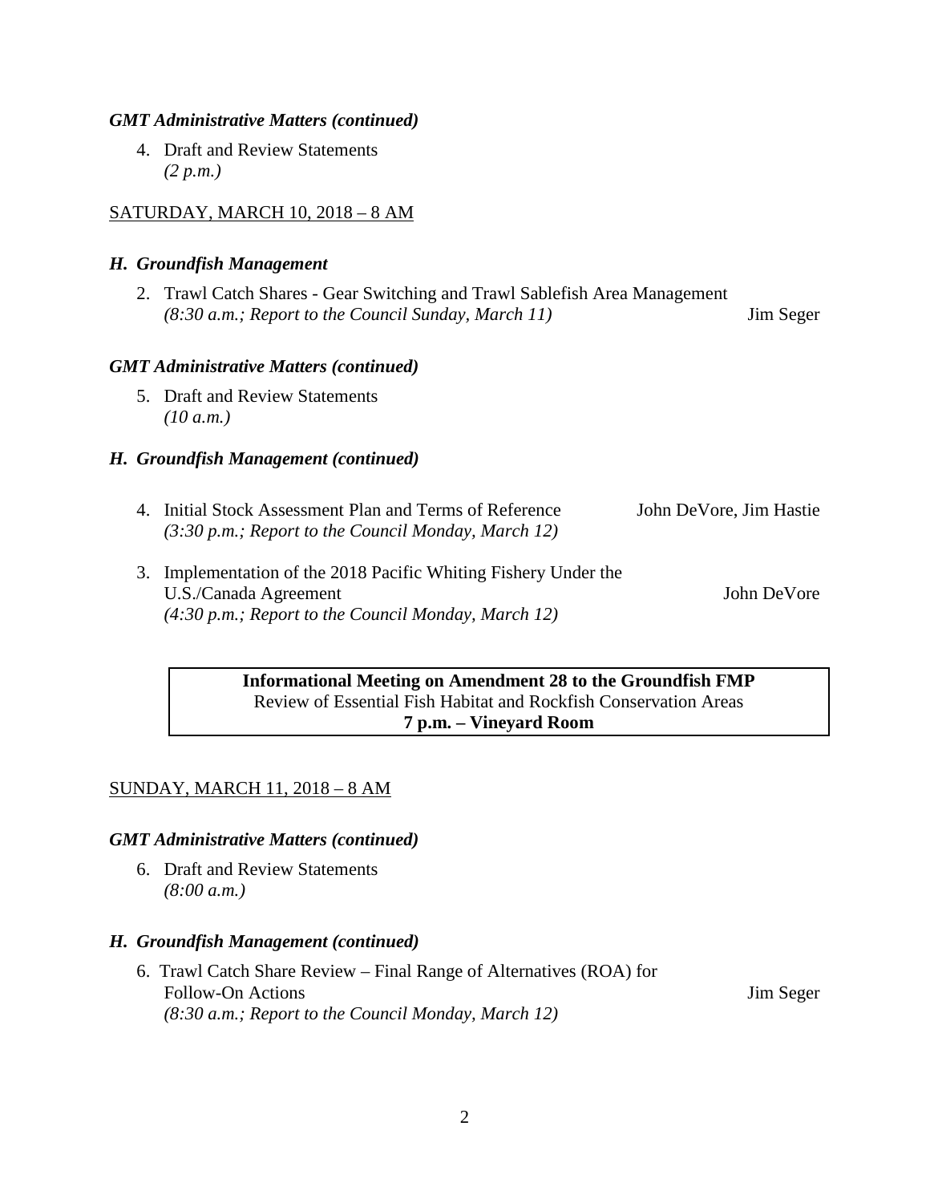***GMT Administrative Matters (continued)***

4. Draft and Review Statements  
   *(2 p.m.)*

SATURDAY, MARCH 10, 2018 – 8 AM

***H. Groundfish Management***

2. Trawl Catch Shares - Gear Switching and Trawl Sablefish Area Management  
   *(8:30 a.m.; Report to the Council Sunday, March 11)* Jim Seger

***GMT Administrative Matters (continued)***

5. Draft and Review Statements  
   *(10 a.m.)*

***H. Groundfish Management (continued)***

4. Initial Stock Assessment Plan and Terms of Reference John DeVore, Jim Hastie  
   *(3:30 p.m.; Report to the Council Monday, March 12)*

3. Implementation of the 2018 Pacific Whiting Fishery Under the U.S./Canada Agreement John DeVore  
   *(4:30 p.m.; Report to the Council Monday, March 12)*

**Informational Meeting on Amendment 28 to the Groundfish FMP**  
Review of Essential Fish Habitat and Rockfish Conservation Areas  
**7 p.m. – Vineyard Room**

SUNDAY, MARCH 11, 2018 – 8 AM

***GMT Administrative Matters (continued)***

6. Draft and Review Statements  
   *(8:00 a.m.)*

***H. Groundfish Management (continued)***

6. Trawl Catch Share Review – Final Range of Alternatives (ROA) for Follow-On Actions Jim Seger  
   *(8:30 a.m.; Report to the Council Monday, March 12)*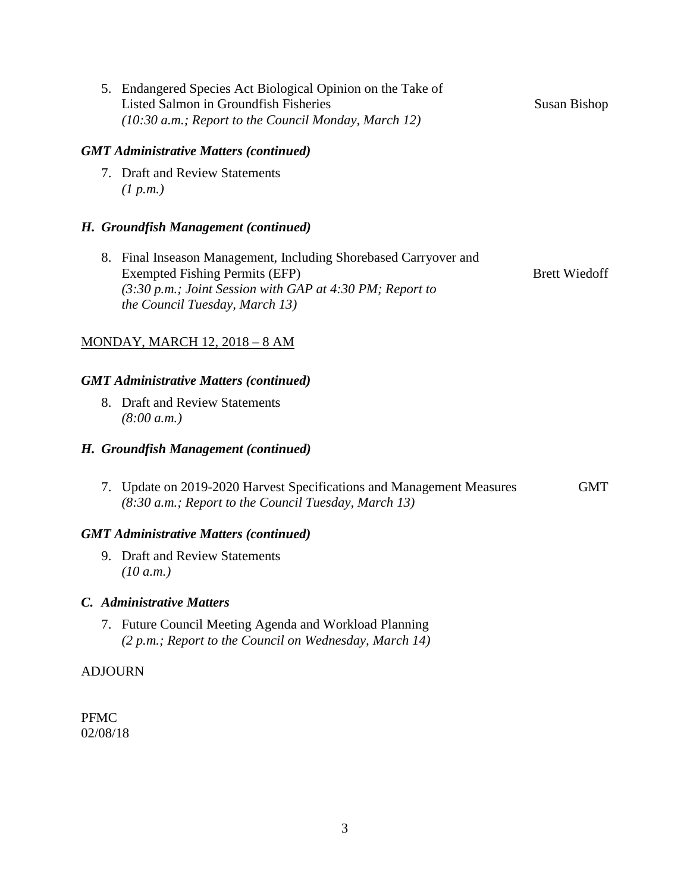5. Endangered Species Act Biological Opinion on the Take of Listed Salmon in Groundfish Fisheries — Susan Bishop
   *(10:30 a.m.; Report to the Council Monday, March 12)*

### *GMT Administrative Matters (continued)*

7. Draft and Review Statements
   *(1 p.m.)*

### *H. Groundfish Management (continued)*

8. Final Inseason Management, Including Shorebased Carryover and Exempted Fishing Permits (EFP) — Brett Wiedoff
   *(3:30 p.m.; Joint Session with GAP at 4:30 PM; Report to the Council Tuesday, March 13)*

## MONDAY, MARCH 12, 2018 – 8 AM

### *GMT Administrative Matters (continued)*

8. Draft and Review Statements
   *(8:00 a.m.)*

### *H. Groundfish Management (continued)*

7. Update on 2019-2020 Harvest Specifications and Management Measures — GMT
   *(8:30 a.m.; Report to the Council Tuesday, March 13)*

### *GMT Administrative Matters (continued)*

9. Draft and Review Statements
   *(10 a.m.)*

### *C. Administrative Matters*

7. Future Council Meeting Agenda and Workload Planning
   *(2 p.m.; Report to the Council on Wednesday, March 14)*

ADJOURN

PFMC
02/08/18